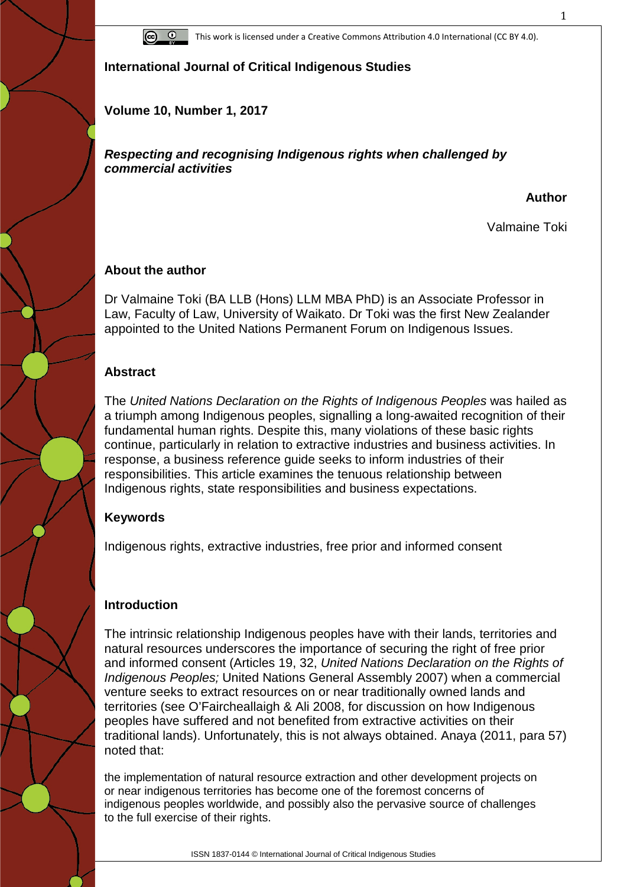This work is licensed under a Creative Commons Attribution 4.0 International (CC BY 4.0).

**International Journal of Critical Indigenous Studies**

**Volume 10, Number 1, 2017**

# *Respecting and recognising Indigenous rights when challenged by commercial activities*

**Author**

Valmaine Toki

## About the author

Dr Valmaine Toki (BA LLB (Hons) LLM MBA PhD) is an Associate Professor in Law, Faculty of Law, University of Waikato. Dr Toki was the first New Zealander appointed to the United Nations Permanent Forum on Indigenous Issues.

## Abstract

The *United Nations Declaration on the Rights of Indigenous Peoples* was hailed as a triumph among Indigenous peoples, signalling a long-awaited recognition of their fundamental human rights. Despite this, many violations of these basic rights continue, particularly in relation to extractive industries and business activities. In response, a business reference guide seeks to inform industries of their responsibilities. This article examines the tenuous relationship between Indigenous rights, state responsibilities and business expectations.

## Keywords

Indigenous rights, extractive industries, free prior and informed consent

## Introduction

The intrinsic relationship Indigenous peoples have with their lands, territories and natural resources underscores the importance of securing the right of free prior and informed consent (Articles 19, 32, *United Nations Declaration on the Rights of Indigenous Peoples;* United Nations General Assembly 2007) when a commercial venture seeks to extract resources on or near traditionally owned lands and territories (see O'Faircheallaigh & Ali 2008, for discussion on how Indigenous peoples have suffered and not benefited from extractive activities on their traditional lands). Unfortunately, this is not always obtained. Anaya (2011, para 57) noted that:

> the implementation of natural resource extraction and other development projects on or near indigenous territories has become one of the foremost concerns of indigenous peoples worldwide, and possibly also the pervasive source of challenges to the full exercise of their rights.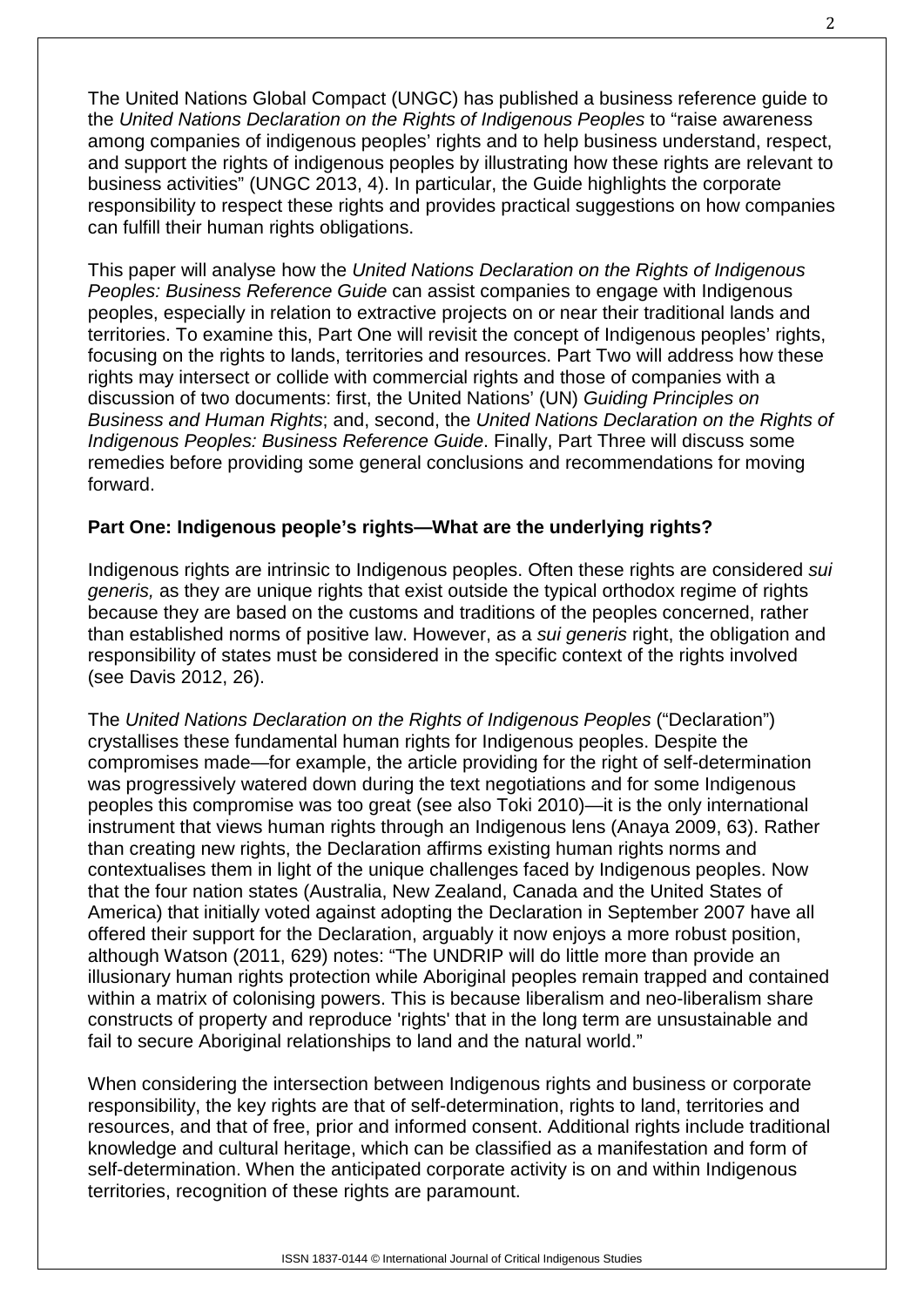The United Nations Global Compact (UNGC) has published a business reference guide to the *United Nations Declaration on the Rights of Indigenous Peoples* to "raise awareness among companies of indigenous peoples' rights and to help business understand, respect, and support the rights of indigenous peoples by illustrating how these rights are relevant to business activities" (UNGC 2013, 4). In particular, the Guide highlights the corporate responsibility to respect these rights and provides practical suggestions on how companies can fulfill their human rights obligations.

This paper will analyse how the *United Nations Declaration on the Rights of Indigenous Peoples: Business Reference Guide* can assist companies to engage with Indigenous peoples, especially in relation to extractive projects on or near their traditional lands and territories. To examine this, Part One will revisit the concept of Indigenous peoples' rights, focusing on the rights to lands, territories and resources. Part Two will address how these rights may intersect or collide with commercial rights and those of companies with a discussion of two documents: first, the United Nations' (UN) *Guiding Principles on Business and Human Rights*; and, second, the *United Nations Declaration on the Rights of Indigenous Peoples: Business Reference Guide*. Finally, Part Three will discuss some remedies before providing some general conclusions and recommendations for moving forward.

**Part One: Indigenous people's rights—What are the underlying rights?**

Indigenous rights are intrinsic to Indigenous peoples. Often these rights are considered *sui generis,* as they are unique rights that exist outside the typical orthodox regime of rights because they are based on the customs and traditions of the peoples concerned, rather than established norms of positive law. However, as a *sui generis* right, the obligation and responsibility of states must be considered in the specific context of the rights involved (see Davis 2012, 26).

The *United Nations Declaration on the Rights of Indigenous Peoples* ("Declaration") crystallises these fundamental human rights for Indigenous peoples. Despite the compromises made—for example, the article providing for the right of self-determination was progressively watered down during the text negotiations and for some Indigenous peoples this compromise was too great (see also Toki 2010)—it is the only international instrument that views human rights through an Indigenous lens (Anaya 2009, 63). Rather than creating new rights, the Declaration affirms existing human rights norms and contextualises them in light of the unique challenges faced by Indigenous peoples. Now that the four nation states (Australia, New Zealand, Canada and the United States of America) that initially voted against adopting the Declaration in September 2007 have all offered their support for the Declaration, arguably it now enjoys a more robust position, although Watson (2011, 629) notes: "The UNDRIP will do little more than provide an illusionary human rights protection while Aboriginal peoples remain trapped and contained within a matrix of colonising powers. This is because liberalism and neo-liberalism share constructs of property and reproduce 'rights' that in the long term are unsustainable and fail to secure Aboriginal relationships to land and the natural world."

When considering the intersection between Indigenous rights and business or corporate responsibility, the key rights are that of self-determination, rights to land, territories and resources, and that of free, prior and informed consent. Additional rights include traditional knowledge and cultural heritage, which can be classified as a manifestation and form of self-determination. When the anticipated corporate activity is on and within Indigenous territories, recognition of these rights are paramount.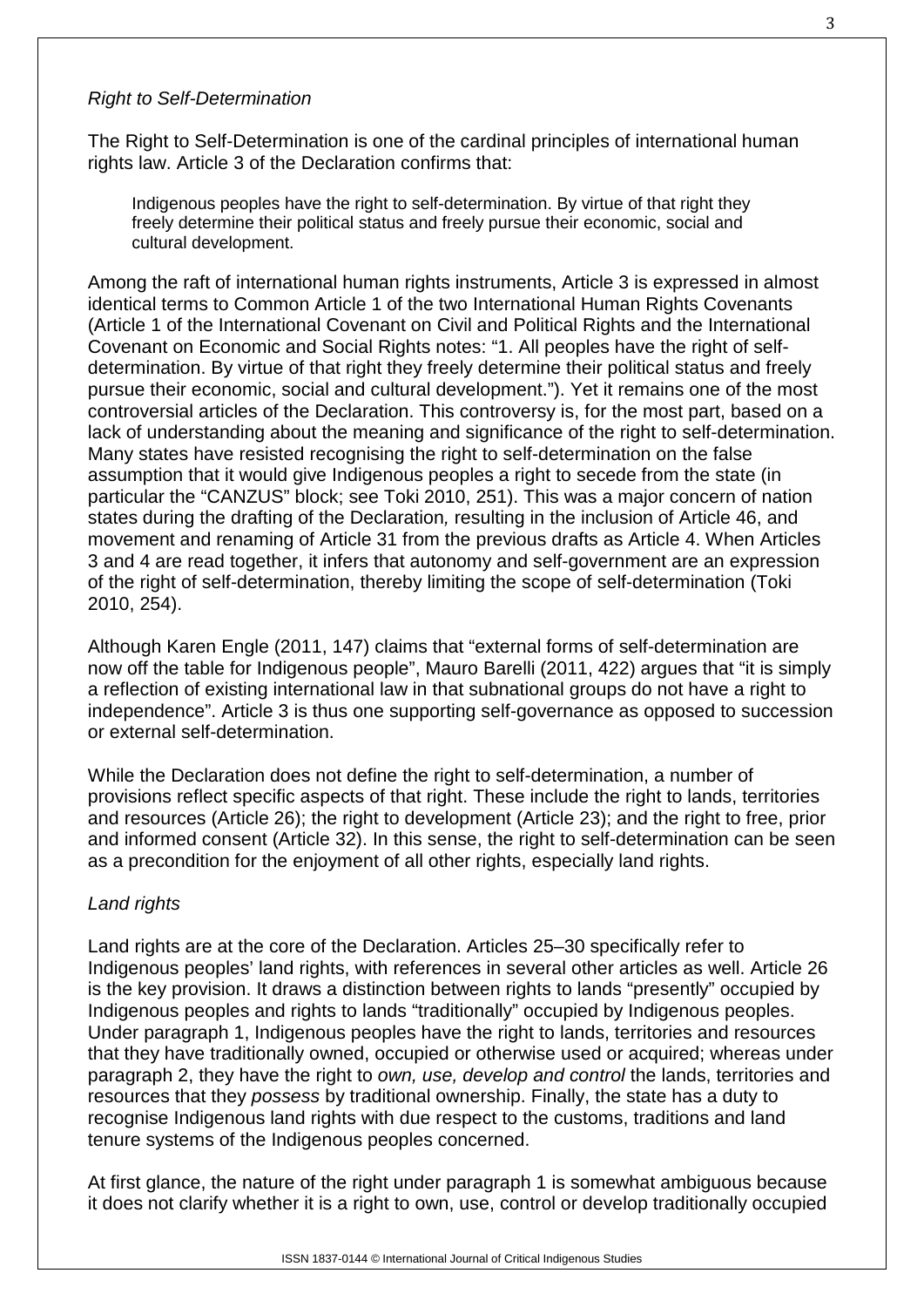*Right to Self-Determination*

The Right to Self-Determination is one of the cardinal principles of international human rights law. Article 3 of the Declaration confirms that:

> Indigenous peoples have the right to self-determination. By virtue of that right they freely determine their political status and freely pursue their economic, social and cultural development.

Among the raft of international human rights instruments, Article 3 is expressed in almost identical terms to Common Article 1 of the two International Human Rights Covenants (Article 1 of the International Covenant on Civil and Political Rights and the International Covenant on Economic and Social Rights notes: "1. All peoples have the right of self-determination. By virtue of that right they freely determine their political status and freely pursue their economic, social and cultural development."). Yet it remains one of the most controversial articles of the Declaration. This controversy is, for the most part, based on a lack of understanding about the meaning and significance of the right to self-determination. Many states have resisted recognising the right to self-determination on the false assumption that it would give Indigenous peoples a right to secede from the state (in particular the "CANZUS" block; see Toki 2010, 251). This was a major concern of nation states during the drafting of the Declaration*,* resulting in the inclusion of Article 46, and movement and renaming of Article 31 from the previous drafts as Article 4. When Articles 3 and 4 are read together, it infers that autonomy and self-government are an expression of the right of self-determination, thereby limiting the scope of self-determination (Toki 2010, 254).

Although Karen Engle (2011, 147) claims that "external forms of self-determination are now off the table for Indigenous people", Mauro Barelli (2011, 422) argues that "it is simply a reflection of existing international law in that subnational groups do not have a right to independence". Article 3 is thus one supporting self-governance as opposed to succession or external self-determination.

While the Declaration does not define the right to self-determination, a number of provisions reflect specific aspects of that right. These include the right to lands, territories and resources (Article 26); the right to development (Article 23); and the right to free, prior and informed consent (Article 32). In this sense, the right to self-determination can be seen as a precondition for the enjoyment of all other rights, especially land rights.

*Land rights*

Land rights are at the core of the Declaration. Articles 25–30 specifically refer to Indigenous peoples' land rights, with references in several other articles as well. Article 26 is the key provision. It draws a distinction between rights to lands "presently" occupied by Indigenous peoples and rights to lands "traditionally" occupied by Indigenous peoples. Under paragraph 1, Indigenous peoples have the right to lands, territories and resources that they have traditionally owned, occupied or otherwise used or acquired; whereas under paragraph 2, they have the right to *own, use, develop and control* the lands, territories and resources that they *possess* by traditional ownership. Finally, the state has a duty to recognise Indigenous land rights with due respect to the customs, traditions and land tenure systems of the Indigenous peoples concerned.

At first glance, the nature of the right under paragraph 1 is somewhat ambiguous because it does not clarify whether it is a right to own, use, control or develop traditionally occupied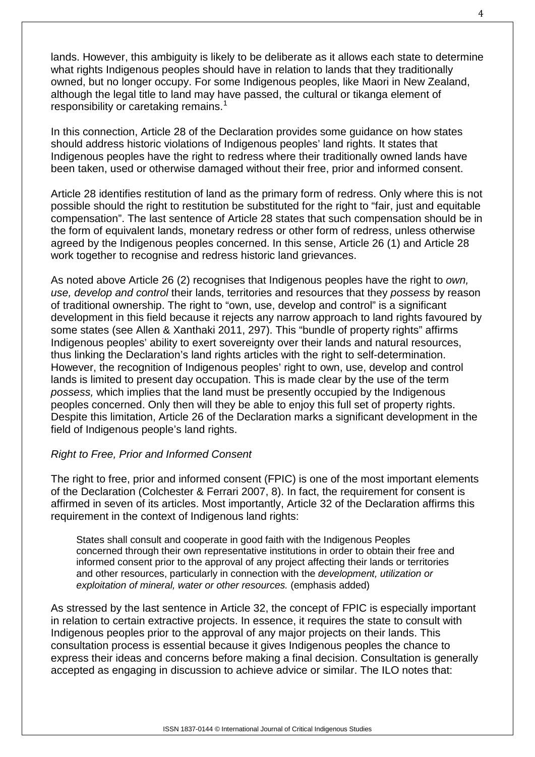lands. However, this ambiguity is likely to be deliberate as it allows each state to determine what rights Indigenous peoples should have in relation to lands that they traditionally owned, but no longer occupy. For some Indigenous peoples, like Maori in New Zealand, although the legal title to land may have passed, the cultural or tikanga element of responsibility or caretaking remains.[1]

In this connection, Article 28 of the Declaration provides some guidance on how states should address historic violations of Indigenous peoples' land rights. It states that Indigenous peoples have the right to redress where their traditionally owned lands have been taken, used or otherwise damaged without their free, prior and informed consent.

Article 28 identifies restitution of land as the primary form of redress. Only where this is not possible should the right to restitution be substituted for the right to "fair, just and equitable compensation". The last sentence of Article 28 states that such compensation should be in the form of equivalent lands, monetary redress or other form of redress, unless otherwise agreed by the Indigenous peoples concerned. In this sense, Article 26 (1) and Article 28 work together to recognise and redress historic land grievances.

As noted above Article 26 (2) recognises that Indigenous peoples have the right to *own, use, develop and control* their lands, territories and resources that they *possess* by reason of traditional ownership. The right to "own, use, develop and control" is a significant development in this field because it rejects any narrow approach to land rights favoured by some states (see Allen & Xanthaki 2011, 297). This "bundle of property rights" affirms Indigenous peoples' ability to exert sovereignty over their lands and natural resources, thus linking the Declaration's land rights articles with the right to self-determination. However, the recognition of Indigenous peoples' right to own, use, develop and control lands is limited to present day occupation. This is made clear by the use of the term *possess,* which implies that the land must be presently occupied by the Indigenous peoples concerned. Only then will they be able to enjoy this full set of property rights. Despite this limitation, Article 26 of the Declaration marks a significant development in the field of Indigenous people's land rights.

*Right to Free, Prior and Informed Consent*

The right to free, prior and informed consent (FPIC) is one of the most important elements of the Declaration (Colchester & Ferrari 2007, 8). In fact, the requirement for consent is affirmed in seven of its articles. Most importantly, Article 32 of the Declaration affirms this requirement in the context of Indigenous land rights:

> States shall consult and cooperate in good faith with the Indigenous Peoples concerned through their own representative institutions in order to obtain their free and informed consent prior to the approval of any project affecting their lands or territories and other resources, particularly in connection with the *development, utilization or exploitation of mineral, water or other resources.* (emphasis added)

As stressed by the last sentence in Article 32, the concept of FPIC is especially important in relation to certain extractive projects. In essence, it requires the state to consult with Indigenous peoples prior to the approval of any major projects on their lands. This consultation process is essential because it gives Indigenous peoples the chance to express their ideas and concerns before making a final decision. Consultation is generally accepted as engaging in discussion to achieve advice or similar. The ILO notes that: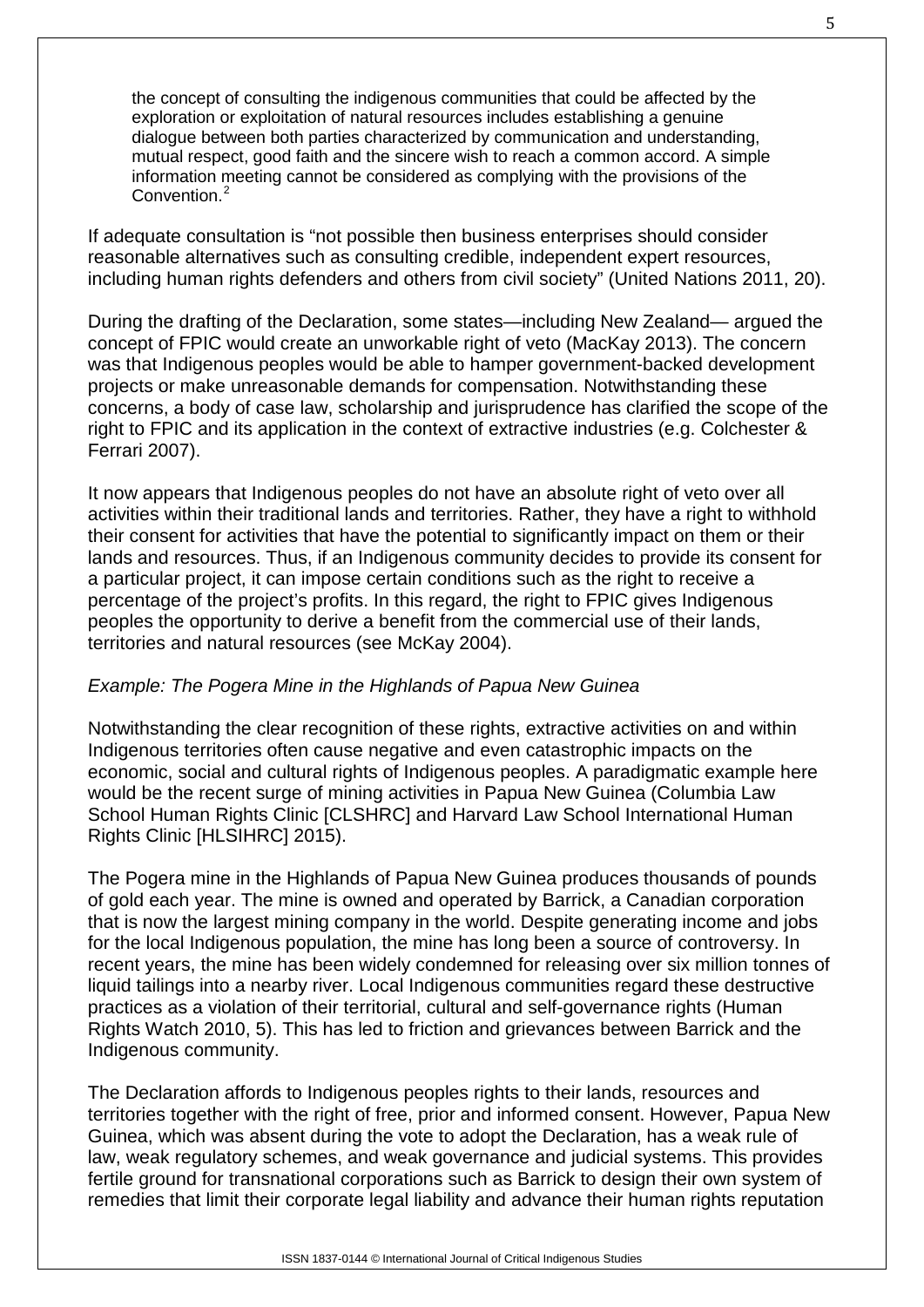> the concept of consulting the indigenous communities that could be affected by the exploration or exploitation of natural resources includes establishing a genuine dialogue between both parties characterized by communication and understanding, mutual respect, good faith and the sincere wish to reach a common accord. A simple information meeting cannot be considered as complying with the provisions of the Convention.[2]

If adequate consultation is "not possible then business enterprises should consider reasonable alternatives such as consulting credible, independent expert resources, including human rights defenders and others from civil society" (United Nations 2011, 20).

During the drafting of the Declaration, some states—including New Zealand— argued the concept of FPIC would create an unworkable right of veto (MacKay 2013). The concern was that Indigenous peoples would be able to hamper government-backed development projects or make unreasonable demands for compensation. Notwithstanding these concerns, a body of case law, scholarship and jurisprudence has clarified the scope of the right to FPIC and its application in the context of extractive industries (e.g. Colchester & Ferrari 2007).

It now appears that Indigenous peoples do not have an absolute right of veto over all activities within their traditional lands and territories. Rather, they have a right to withhold their consent for activities that have the potential to significantly impact on them or their lands and resources. Thus, if an Indigenous community decides to provide its consent for a particular project, it can impose certain conditions such as the right to receive a percentage of the project's profits. In this regard, the right to FPIC gives Indigenous peoples the opportunity to derive a benefit from the commercial use of their lands, territories and natural resources (see McKay 2004).

*Example: The Pogera Mine in the Highlands of Papua New Guinea*

Notwithstanding the clear recognition of these rights, extractive activities on and within Indigenous territories often cause negative and even catastrophic impacts on the economic, social and cultural rights of Indigenous peoples. A paradigmatic example here would be the recent surge of mining activities in Papua New Guinea (Columbia Law School Human Rights Clinic [CLSHRC] and Harvard Law School International Human Rights Clinic [HLSIHRC] 2015).

The Pogera mine in the Highlands of Papua New Guinea produces thousands of pounds of gold each year. The mine is owned and operated by Barrick, a Canadian corporation that is now the largest mining company in the world. Despite generating income and jobs for the local Indigenous population, the mine has long been a source of controversy. In recent years, the mine has been widely condemned for releasing over six million tonnes of liquid tailings into a nearby river. Local Indigenous communities regard these destructive practices as a violation of their territorial, cultural and self-governance rights (Human Rights Watch 2010, 5). This has led to friction and grievances between Barrick and the Indigenous community.

The Declaration affords to Indigenous peoples rights to their lands, resources and territories together with the right of free, prior and informed consent. However, Papua New Guinea, which was absent during the vote to adopt the Declaration, has a weak rule of law, weak regulatory schemes, and weak governance and judicial systems. This provides fertile ground for transnational corporations such as Barrick to design their own system of remedies that limit their corporate legal liability and advance their human rights reputation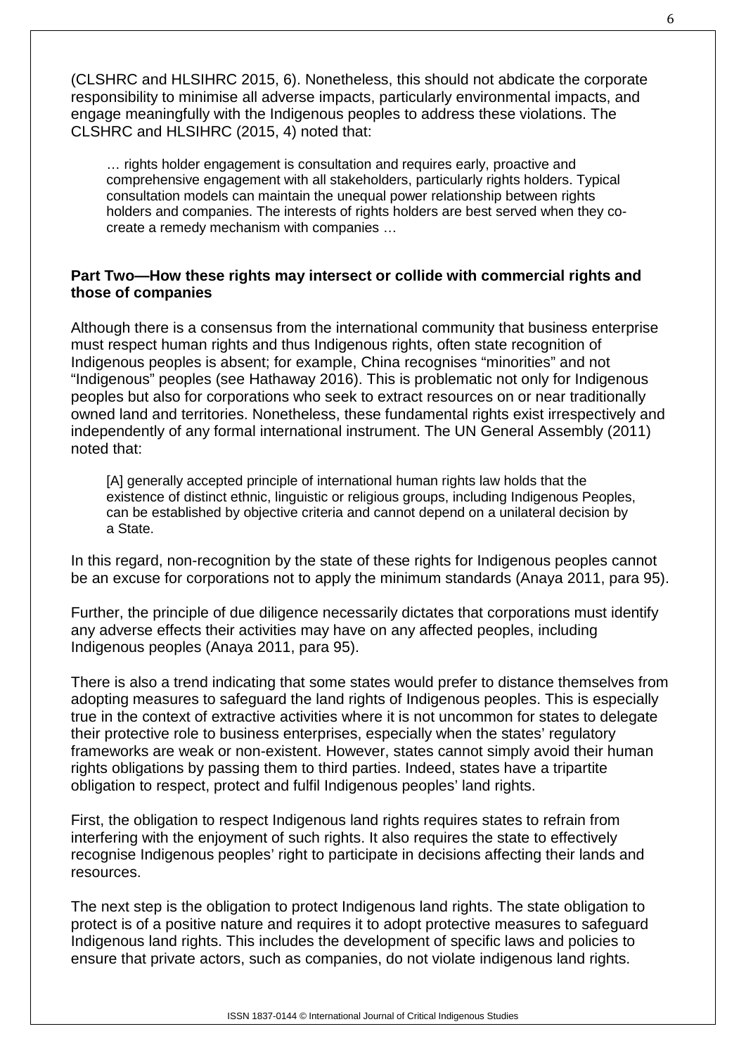(CLSHRC and HLSIHRC 2015, 6). Nonetheless, this should not abdicate the corporate responsibility to minimise all adverse impacts, particularly environmental impacts, and engage meaningfully with the Indigenous peoples to address these violations. The CLSHRC and HLSIHRC (2015, 4) noted that:

> … rights holder engagement is consultation and requires early, proactive and comprehensive engagement with all stakeholders, particularly rights holders. Typical consultation models can maintain the unequal power relationship between rights holders and companies. The interests of rights holders are best served when they co-create a remedy mechanism with companies …

**Part Two—How these rights may intersect or collide with commercial rights and those of companies**

Although there is a consensus from the international community that business enterprise must respect human rights and thus Indigenous rights, often state recognition of Indigenous peoples is absent; for example, China recognises "minorities" and not "Indigenous" peoples (see Hathaway 2016). This is problematic not only for Indigenous peoples but also for corporations who seek to extract resources on or near traditionally owned land and territories. Nonetheless, these fundamental rights exist irrespectively and independently of any formal international instrument. The UN General Assembly (2011) noted that:

> [A] generally accepted principle of international human rights law holds that the existence of distinct ethnic, linguistic or religious groups, including Indigenous Peoples, can be established by objective criteria and cannot depend on a unilateral decision by a State.

In this regard, non-recognition by the state of these rights for Indigenous peoples cannot be an excuse for corporations not to apply the minimum standards (Anaya 2011, para 95).

Further, the principle of due diligence necessarily dictates that corporations must identify any adverse effects their activities may have on any affected peoples, including Indigenous peoples (Anaya 2011, para 95).

There is also a trend indicating that some states would prefer to distance themselves from adopting measures to safeguard the land rights of Indigenous peoples. This is especially true in the context of extractive activities where it is not uncommon for states to delegate their protective role to business enterprises, especially when the states' regulatory frameworks are weak or non-existent. However, states cannot simply avoid their human rights obligations by passing them to third parties. Indeed, states have a tripartite obligation to respect, protect and fulfil Indigenous peoples' land rights.

First, the obligation to respect Indigenous land rights requires states to refrain from interfering with the enjoyment of such rights. It also requires the state to effectively recognise Indigenous peoples' right to participate in decisions affecting their lands and resources.

The next step is the obligation to protect Indigenous land rights. The state obligation to protect is of a positive nature and requires it to adopt protective measures to safeguard Indigenous land rights. This includes the development of specific laws and policies to ensure that private actors, such as companies, do not violate indigenous land rights.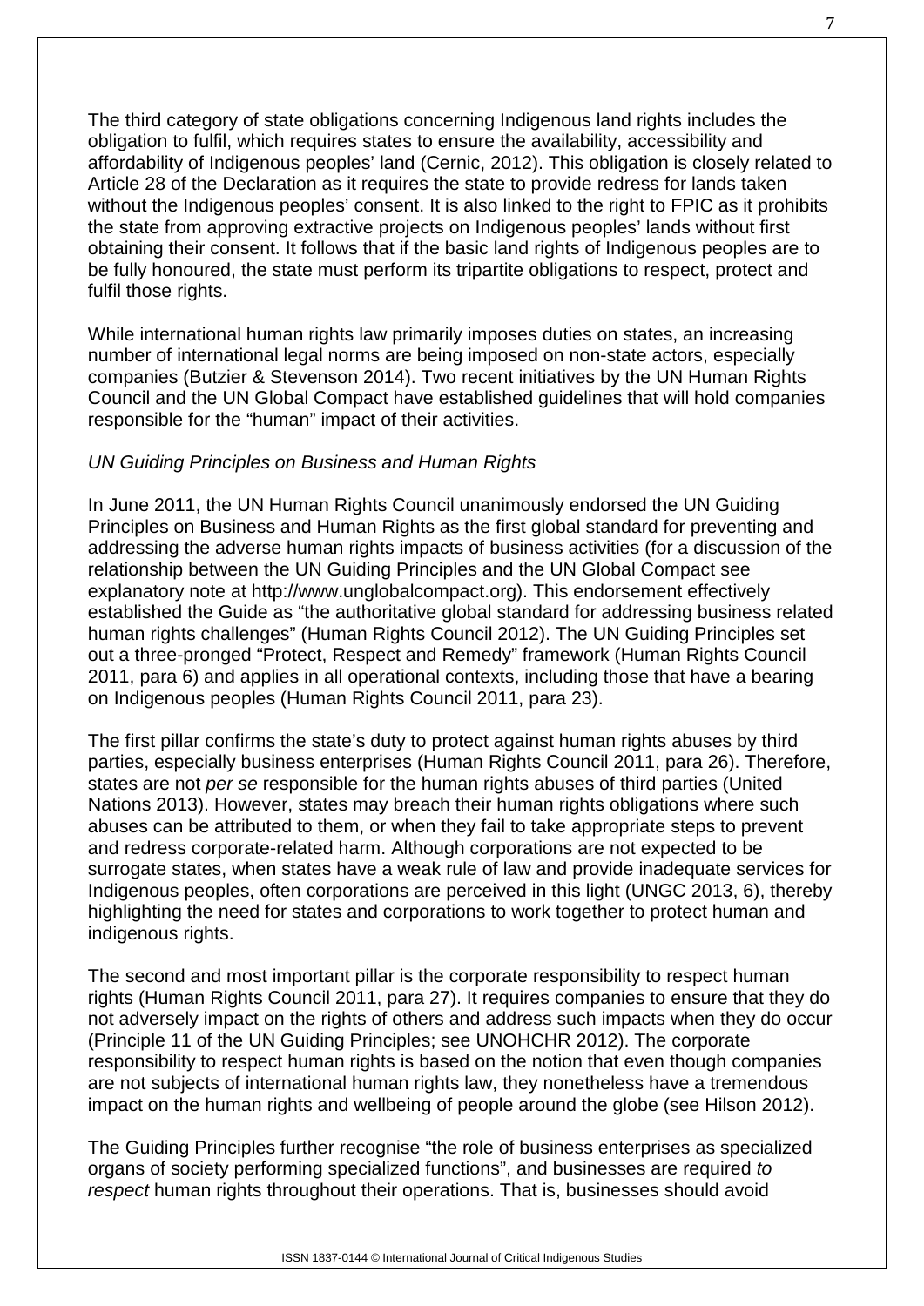The third category of state obligations concerning Indigenous land rights includes the obligation to fulfil, which requires states to ensure the availability, accessibility and affordability of Indigenous peoples' land (Cernic, 2012). This obligation is closely related to Article 28 of the Declaration as it requires the state to provide redress for lands taken without the Indigenous peoples' consent. It is also linked to the right to FPIC as it prohibits the state from approving extractive projects on Indigenous peoples' lands without first obtaining their consent. It follows that if the basic land rights of Indigenous peoples are to be fully honoured, the state must perform its tripartite obligations to respect, protect and fulfil those rights.

While international human rights law primarily imposes duties on states, an increasing number of international legal norms are being imposed on non-state actors, especially companies (Butzier & Stevenson 2014). Two recent initiatives by the UN Human Rights Council and the UN Global Compact have established guidelines that will hold companies responsible for the "human" impact of their activities.

*UN Guiding Principles on Business and Human Rights*

In June 2011, the UN Human Rights Council unanimously endorsed the UN Guiding Principles on Business and Human Rights as the first global standard for preventing and addressing the adverse human rights impacts of business activities (for a discussion of the relationship between the UN Guiding Principles and the UN Global Compact see explanatory note at http://www.unglobalcompact.org). This endorsement effectively established the Guide as "the authoritative global standard for addressing business related human rights challenges" (Human Rights Council 2012). The UN Guiding Principles set out a three-pronged "Protect, Respect and Remedy" framework (Human Rights Council 2011, para 6) and applies in all operational contexts, including those that have a bearing on Indigenous peoples (Human Rights Council 2011, para 23).

The first pillar confirms the state's duty to protect against human rights abuses by third parties, especially business enterprises (Human Rights Council 2011, para 26). Therefore, states are not *per se* responsible for the human rights abuses of third parties (United Nations 2013). However, states may breach their human rights obligations where such abuses can be attributed to them, or when they fail to take appropriate steps to prevent and redress corporate-related harm. Although corporations are not expected to be surrogate states, when states have a weak rule of law and provide inadequate services for Indigenous peoples, often corporations are perceived in this light (UNGC 2013, 6), thereby highlighting the need for states and corporations to work together to protect human and indigenous rights.

The second and most important pillar is the corporate responsibility to respect human rights (Human Rights Council 2011, para 27). It requires companies to ensure that they do not adversely impact on the rights of others and address such impacts when they do occur (Principle 11 of the UN Guiding Principles; see UNOHCHR 2012). The corporate responsibility to respect human rights is based on the notion that even though companies are not subjects of international human rights law, they nonetheless have a tremendous impact on the human rights and wellbeing of people around the globe (see Hilson 2012).

The Guiding Principles further recognise "the role of business enterprises as specialized organs of society performing specialized functions", and businesses are required *to respect* human rights throughout their operations. That is, businesses should avoid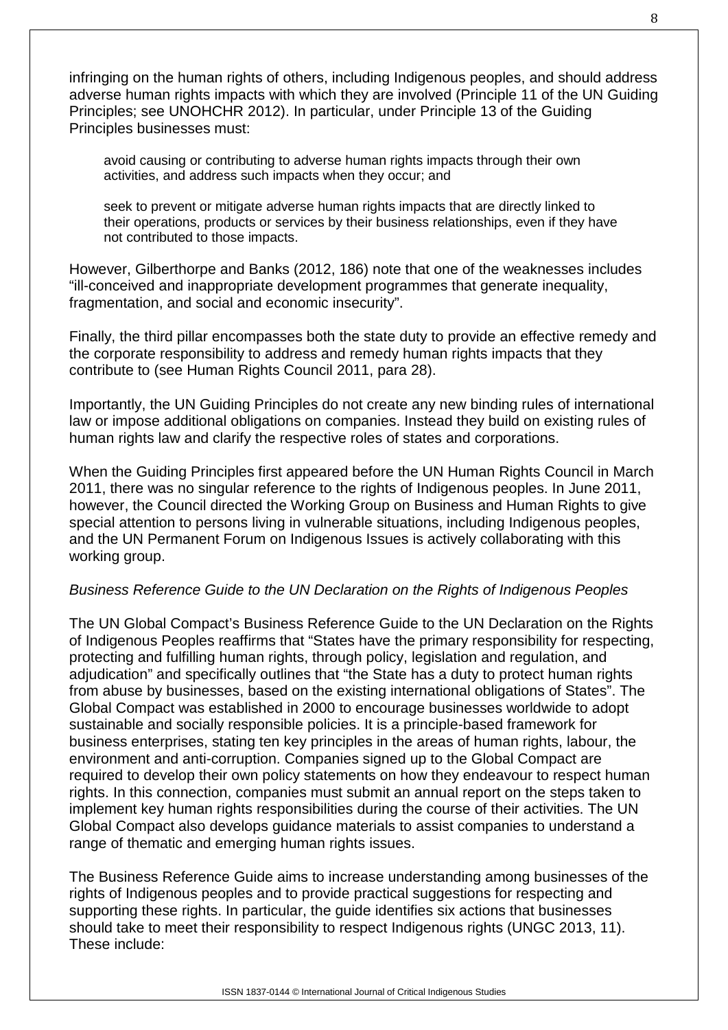infringing on the human rights of others, including Indigenous peoples, and should address adverse human rights impacts with which they are involved (Principle 11 of the UN Guiding Principles; see UNOHCHR 2012). In particular, under Principle 13 of the Guiding Principles businesses must:

> avoid causing or contributing to adverse human rights impacts through their own activities, and address such impacts when they occur; and
>
> seek to prevent or mitigate adverse human rights impacts that are directly linked to their operations, products or services by their business relationships, even if they have not contributed to those impacts.

However, Gilberthorpe and Banks (2012, 186) note that one of the weaknesses includes "ill-conceived and inappropriate development programmes that generate inequality, fragmentation, and social and economic insecurity".

Finally, the third pillar encompasses both the state duty to provide an effective remedy and the corporate responsibility to address and remedy human rights impacts that they contribute to (see Human Rights Council 2011, para 28).

Importantly, the UN Guiding Principles do not create any new binding rules of international law or impose additional obligations on companies. Instead they build on existing rules of human rights law and clarify the respective roles of states and corporations.

When the Guiding Principles first appeared before the UN Human Rights Council in March 2011, there was no singular reference to the rights of Indigenous peoples. In June 2011, however, the Council directed the Working Group on Business and Human Rights to give special attention to persons living in vulnerable situations, including Indigenous peoples, and the UN Permanent Forum on Indigenous Issues is actively collaborating with this working group.

*Business Reference Guide to the UN Declaration on the Rights of Indigenous Peoples*

The UN Global Compact's Business Reference Guide to the UN Declaration on the Rights of Indigenous Peoples reaffirms that "States have the primary responsibility for respecting, protecting and fulfilling human rights, through policy, legislation and regulation, and adjudication" and specifically outlines that "the State has a duty to protect human rights from abuse by businesses, based on the existing international obligations of States". The Global Compact was established in 2000 to encourage businesses worldwide to adopt sustainable and socially responsible policies. It is a principle-based framework for business enterprises, stating ten key principles in the areas of human rights, labour, the environment and anti-corruption. Companies signed up to the Global Compact are required to develop their own policy statements on how they endeavour to respect human rights. In this connection, companies must submit an annual report on the steps taken to implement key human rights responsibilities during the course of their activities. The UN Global Compact also develops guidance materials to assist companies to understand a range of thematic and emerging human rights issues.

The Business Reference Guide aims to increase understanding among businesses of the rights of Indigenous peoples and to provide practical suggestions for respecting and supporting these rights. In particular, the guide identifies six actions that businesses should take to meet their responsibility to respect Indigenous rights (UNGC 2013, 11). These include: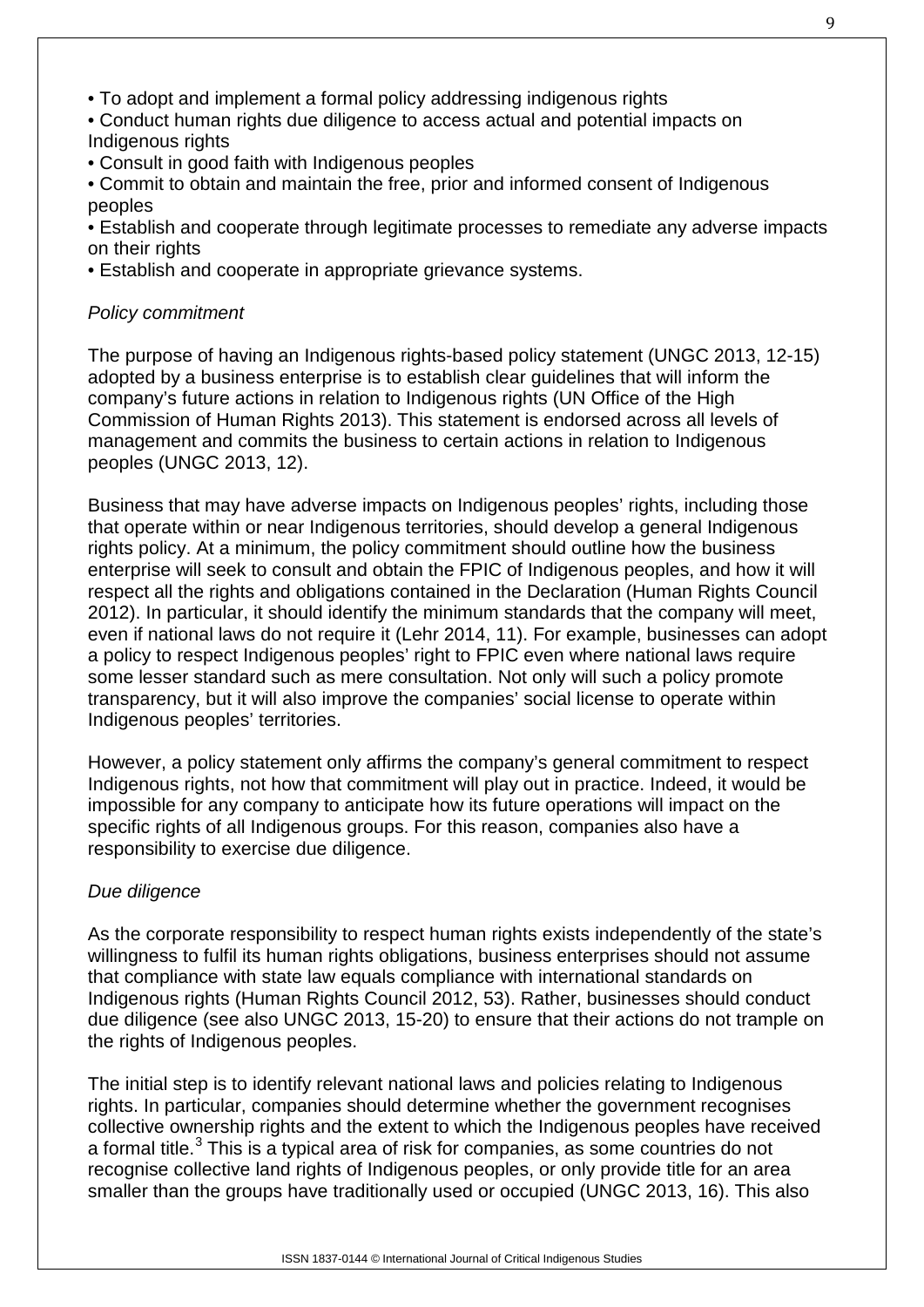- To adopt and implement a formal policy addressing indigenous rights
- Conduct human rights due diligence to access actual and potential impacts on Indigenous rights
- Consult in good faith with Indigenous peoples
- Commit to obtain and maintain the free, prior and informed consent of Indigenous peoples
- Establish and cooperate through legitimate processes to remediate any adverse impacts on their rights
- Establish and cooperate in appropriate grievance systems.

*Policy commitment*

The purpose of having an Indigenous rights-based policy statement (UNGC 2013, 12-15) adopted by a business enterprise is to establish clear guidelines that will inform the company's future actions in relation to Indigenous rights (UN Office of the High Commission of Human Rights 2013). This statement is endorsed across all levels of management and commits the business to certain actions in relation to Indigenous peoples (UNGC 2013, 12).

Business that may have adverse impacts on Indigenous peoples' rights, including those that operate within or near Indigenous territories, should develop a general Indigenous rights policy. At a minimum, the policy commitment should outline how the business enterprise will seek to consult and obtain the FPIC of Indigenous peoples, and how it will respect all the rights and obligations contained in the Declaration (Human Rights Council 2012). In particular, it should identify the minimum standards that the company will meet, even if national laws do not require it (Lehr 2014, 11). For example, businesses can adopt a policy to respect Indigenous peoples' right to FPIC even where national laws require some lesser standard such as mere consultation. Not only will such a policy promote transparency, but it will also improve the companies' social license to operate within Indigenous peoples' territories.

However, a policy statement only affirms the company's general commitment to respect Indigenous rights, not how that commitment will play out in practice. Indeed, it would be impossible for any company to anticipate how its future operations will impact on the specific rights of all Indigenous groups. For this reason, companies also have a responsibility to exercise due diligence.

*Due diligence*

As the corporate responsibility to respect human rights exists independently of the state's willingness to fulfil its human rights obligations, business enterprises should not assume that compliance with state law equals compliance with international standards on Indigenous rights (Human Rights Council 2012, 53). Rather, businesses should conduct due diligence (see also UNGC 2013, 15-20) to ensure that their actions do not trample on the rights of Indigenous peoples.

The initial step is to identify relevant national laws and policies relating to Indigenous rights. In particular, companies should determine whether the government recognises collective ownership rights and the extent to which the Indigenous peoples have received a formal title.[3] This is a typical area of risk for companies, as some countries do not recognise collective land rights of Indigenous peoples, or only provide title for an area smaller than the groups have traditionally used or occupied (UNGC 2013, 16). This also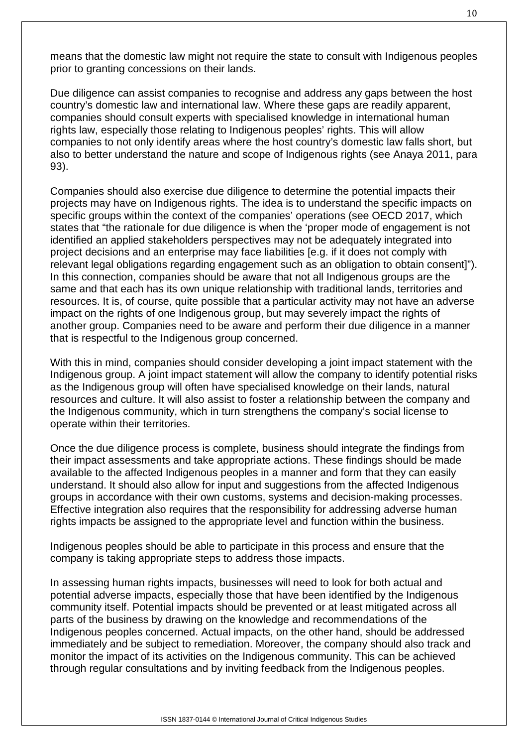means that the domestic law might not require the state to consult with Indigenous peoples prior to granting concessions on their lands.

Due diligence can assist companies to recognise and address any gaps between the host country's domestic law and international law. Where these gaps are readily apparent, companies should consult experts with specialised knowledge in international human rights law, especially those relating to Indigenous peoples' rights. This will allow companies to not only identify areas where the host country's domestic law falls short, but also to better understand the nature and scope of Indigenous rights (see Anaya 2011, para 93).

Companies should also exercise due diligence to determine the potential impacts their projects may have on Indigenous rights. The idea is to understand the specific impacts on specific groups within the context of the companies' operations (see OECD 2017, which states that "the rationale for due diligence is when the 'proper mode of engagement is not identified an applied stakeholders perspectives may not be adequately integrated into project decisions and an enterprise may face liabilities [e.g. if it does not comply with relevant legal obligations regarding engagement such as an obligation to obtain consent]"). In this connection, companies should be aware that not all Indigenous groups are the same and that each has its own unique relationship with traditional lands, territories and resources. It is, of course, quite possible that a particular activity may not have an adverse impact on the rights of one Indigenous group, but may severely impact the rights of another group. Companies need to be aware and perform their due diligence in a manner that is respectful to the Indigenous group concerned.

With this in mind, companies should consider developing a joint impact statement with the Indigenous group. A joint impact statement will allow the company to identify potential risks as the Indigenous group will often have specialised knowledge on their lands, natural resources and culture. It will also assist to foster a relationship between the company and the Indigenous community, which in turn strengthens the company's social license to operate within their territories.

Once the due diligence process is complete, business should integrate the findings from their impact assessments and take appropriate actions. These findings should be made available to the affected Indigenous peoples in a manner and form that they can easily understand. It should also allow for input and suggestions from the affected Indigenous groups in accordance with their own customs, systems and decision-making processes. Effective integration also requires that the responsibility for addressing adverse human rights impacts be assigned to the appropriate level and function within the business.

Indigenous peoples should be able to participate in this process and ensure that the company is taking appropriate steps to address those impacts.

In assessing human rights impacts, businesses will need to look for both actual and potential adverse impacts, especially those that have been identified by the Indigenous community itself. Potential impacts should be prevented or at least mitigated across all parts of the business by drawing on the knowledge and recommendations of the Indigenous peoples concerned. Actual impacts, on the other hand, should be addressed immediately and be subject to remediation. Moreover, the company should also track and monitor the impact of its activities on the Indigenous community. This can be achieved through regular consultations and by inviting feedback from the Indigenous peoples.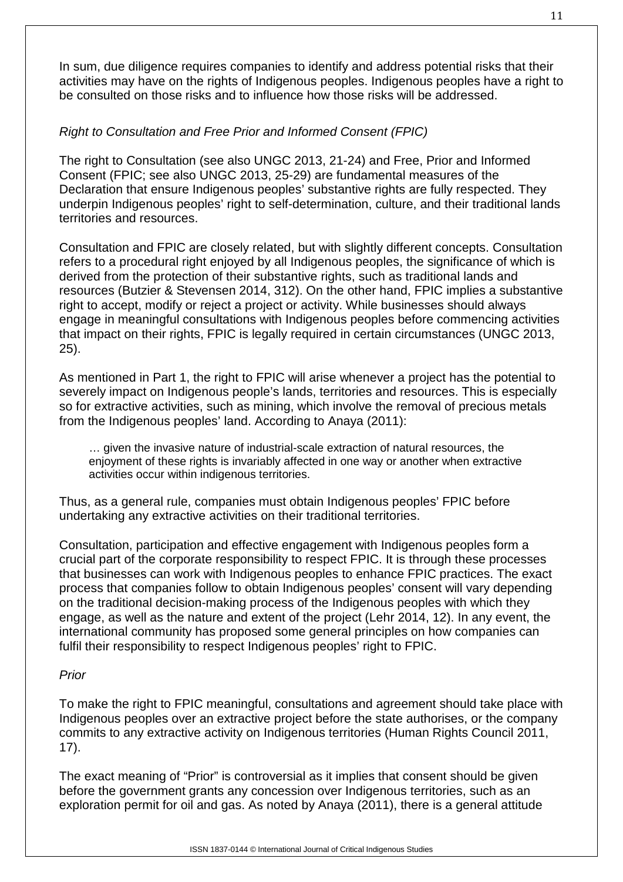In sum, due diligence requires companies to identify and address potential risks that their activities may have on the rights of Indigenous peoples. Indigenous peoples have a right to be consulted on those risks and to influence how those risks will be addressed.

*Right to Consultation and Free Prior and Informed Consent (FPIC)*

The right to Consultation (see also UNGC 2013, 21-24) and Free, Prior and Informed Consent (FPIC; see also UNGC 2013, 25-29) are fundamental measures of the Declaration that ensure Indigenous peoples' substantive rights are fully respected. They underpin Indigenous peoples' right to self-determination, culture, and their traditional lands territories and resources.

Consultation and FPIC are closely related, but with slightly different concepts. Consultation refers to a procedural right enjoyed by all Indigenous peoples, the significance of which is derived from the protection of their substantive rights, such as traditional lands and resources (Butzier & Stevensen 2014, 312). On the other hand, FPIC implies a substantive right to accept, modify or reject a project or activity. While businesses should always engage in meaningful consultations with Indigenous peoples before commencing activities that impact on their rights, FPIC is legally required in certain circumstances (UNGC 2013, 25).

As mentioned in Part 1, the right to FPIC will arise whenever a project has the potential to severely impact on Indigenous people's lands, territories and resources. This is especially so for extractive activities, such as mining, which involve the removal of precious metals from the Indigenous peoples' land. According to Anaya (2011):

> … given the invasive nature of industrial-scale extraction of natural resources, the enjoyment of these rights is invariably affected in one way or another when extractive activities occur within indigenous territories.

Thus, as a general rule, companies must obtain Indigenous peoples' FPIC before undertaking any extractive activities on their traditional territories.

Consultation, participation and effective engagement with Indigenous peoples form a crucial part of the corporate responsibility to respect FPIC. It is through these processes that businesses can work with Indigenous peoples to enhance FPIC practices. The exact process that companies follow to obtain Indigenous peoples' consent will vary depending on the traditional decision-making process of the Indigenous peoples with which they engage, as well as the nature and extent of the project (Lehr 2014, 12). In any event, the international community has proposed some general principles on how companies can fulfil their responsibility to respect Indigenous peoples' right to FPIC.

*Prior*

To make the right to FPIC meaningful, consultations and agreement should take place with Indigenous peoples over an extractive project before the state authorises, or the company commits to any extractive activity on Indigenous territories (Human Rights Council 2011, 17).

The exact meaning of "Prior" is controversial as it implies that consent should be given before the government grants any concession over Indigenous territories, such as an exploration permit for oil and gas. As noted by Anaya (2011), there is a general attitude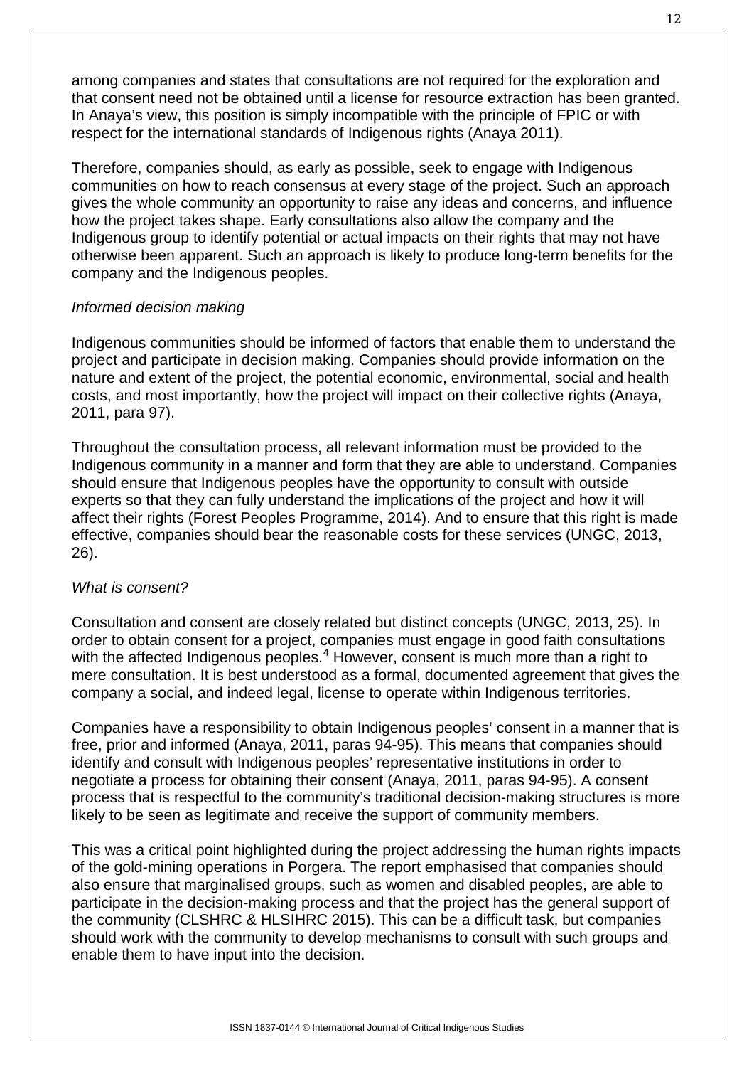among companies and states that consultations are not required for the exploration and that consent need not be obtained until a license for resource extraction has been granted. In Anaya's view, this position is simply incompatible with the principle of FPIC or with respect for the international standards of Indigenous rights (Anaya 2011).

Therefore, companies should, as early as possible, seek to engage with Indigenous communities on how to reach consensus at every stage of the project. Such an approach gives the whole community an opportunity to raise any ideas and concerns, and influence how the project takes shape. Early consultations also allow the company and the Indigenous group to identify potential or actual impacts on their rights that may not have otherwise been apparent. Such an approach is likely to produce long-term benefits for the company and the Indigenous peoples.

*Informed decision making*

Indigenous communities should be informed of factors that enable them to understand the project and participate in decision making. Companies should provide information on the nature and extent of the project, the potential economic, environmental, social and health costs, and most importantly, how the project will impact on their collective rights (Anaya, 2011, para 97).

Throughout the consultation process, all relevant information must be provided to the Indigenous community in a manner and form that they are able to understand. Companies should ensure that Indigenous peoples have the opportunity to consult with outside experts so that they can fully understand the implications of the project and how it will affect their rights (Forest Peoples Programme, 2014). And to ensure that this right is made effective, companies should bear the reasonable costs for these services (UNGC, 2013, 26).

*What is consent?*

Consultation and consent are closely related but distinct concepts (UNGC, 2013, 25). In order to obtain consent for a project, companies must engage in good faith consultations with the affected Indigenous peoples.[4] However, consent is much more than a right to mere consultation. It is best understood as a formal, documented agreement that gives the company a social, and indeed legal, license to operate within Indigenous territories.

Companies have a responsibility to obtain Indigenous peoples' consent in a manner that is free, prior and informed (Anaya, 2011, paras 94-95). This means that companies should identify and consult with Indigenous peoples' representative institutions in order to negotiate a process for obtaining their consent (Anaya, 2011, paras 94-95). A consent process that is respectful to the community's traditional decision-making structures is more likely to be seen as legitimate and receive the support of community members.

This was a critical point highlighted during the project addressing the human rights impacts of the gold-mining operations in Porgera. The report emphasised that companies should also ensure that marginalised groups, such as women and disabled peoples, are able to participate in the decision-making process and that the project has the general support of the community (CLSHRC & HLSIHRC 2015). This can be a difficult task, but companies should work with the community to develop mechanisms to consult with such groups and enable them to have input into the decision.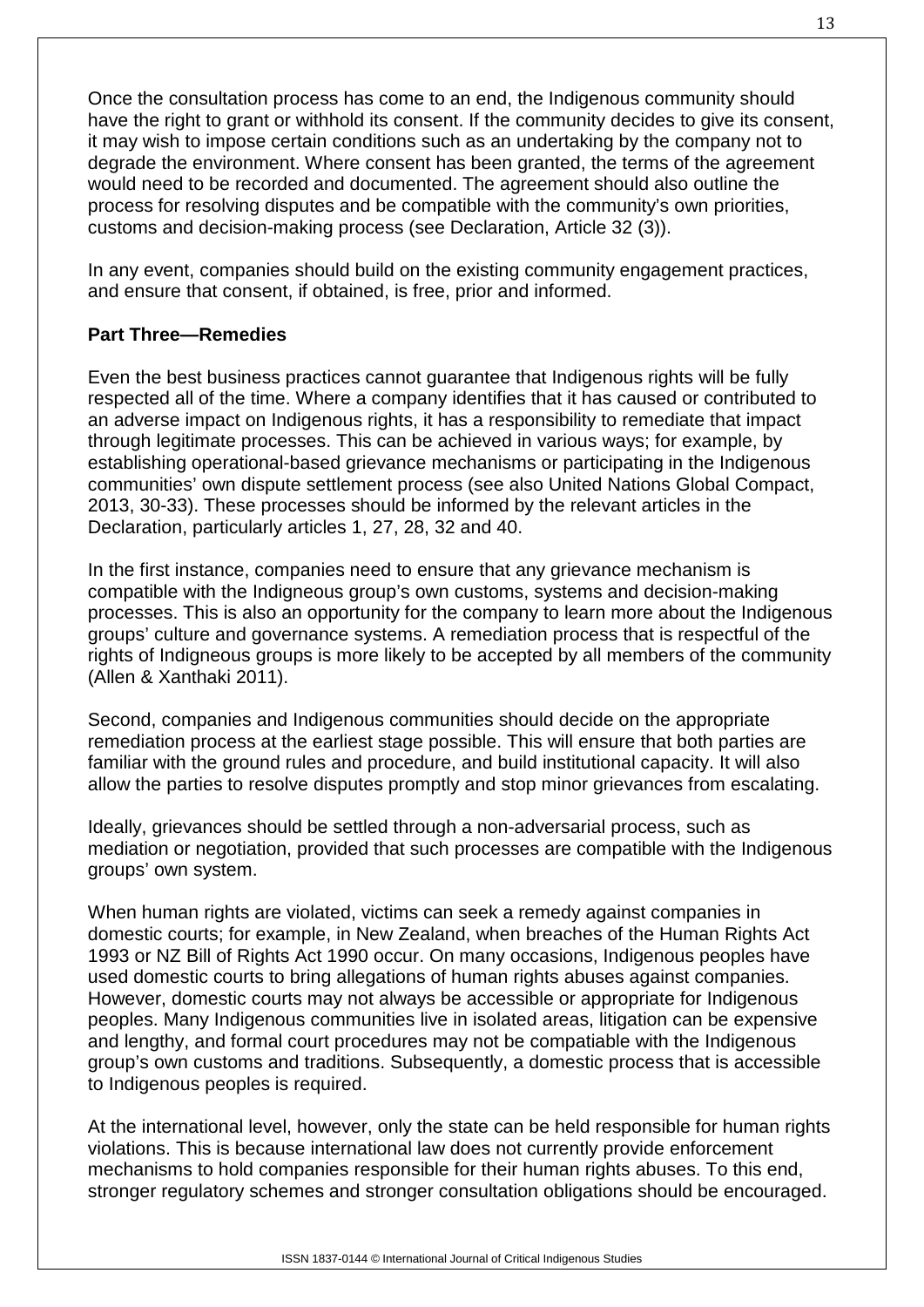Once the consultation process has come to an end, the Indigenous community should have the right to grant or withhold its consent. If the community decides to give its consent, it may wish to impose certain conditions such as an undertaking by the company not to degrade the environment. Where consent has been granted, the terms of the agreement would need to be recorded and documented. The agreement should also outline the process for resolving disputes and be compatible with the community's own priorities, customs and decision-making process (see Declaration, Article 32 (3)).

In any event, companies should build on the existing community engagement practices, and ensure that consent, if obtained, is free, prior and informed.

**Part Three—Remedies**

Even the best business practices cannot guarantee that Indigenous rights will be fully respected all of the time. Where a company identifies that it has caused or contributed to an adverse impact on Indigenous rights, it has a responsibility to remediate that impact through legitimate processes. This can be achieved in various ways; for example, by establishing operational-based grievance mechanisms or participating in the Indigenous communities' own dispute settlement process (see also United Nations Global Compact, 2013, 30-33). These processes should be informed by the relevant articles in the Declaration, particularly articles 1, 27, 28, 32 and 40.

In the first instance, companies need to ensure that any grievance mechanism is compatible with the Indigneous group's own customs, systems and decision-making processes. This is also an opportunity for the company to learn more about the Indigenous groups' culture and governance systems. A remediation process that is respectful of the rights of Indigneous groups is more likely to be accepted by all members of the community (Allen & Xanthaki 2011).

Second, companies and Indigenous communities should decide on the appropriate remediation process at the earliest stage possible. This will ensure that both parties are familiar with the ground rules and procedure, and build institutional capacity. It will also allow the parties to resolve disputes promptly and stop minor grievances from escalating.

Ideally, grievances should be settled through a non-adversarial process, such as mediation or negotiation, provided that such processes are compatible with the Indigenous groups' own system.

When human rights are violated, victims can seek a remedy against companies in domestic courts; for example, in New Zealand, when breaches of the Human Rights Act 1993 or NZ Bill of Rights Act 1990 occur. On many occasions, Indigenous peoples have used domestic courts to bring allegations of human rights abuses against companies. However, domestic courts may not always be accessible or appropriate for Indigenous peoples. Many Indigenous communities live in isolated areas, litigation can be expensive and lengthy, and formal court procedures may not be compatiable with the Indigenous group's own customs and traditions. Subsequently, a domestic process that is accessible to Indigenous peoples is required.

At the international level, however, only the state can be held responsible for human rights violations. This is because international law does not currently provide enforcement mechanisms to hold companies responsible for their human rights abuses. To this end, stronger regulatory schemes and stronger consultation obligations should be encouraged.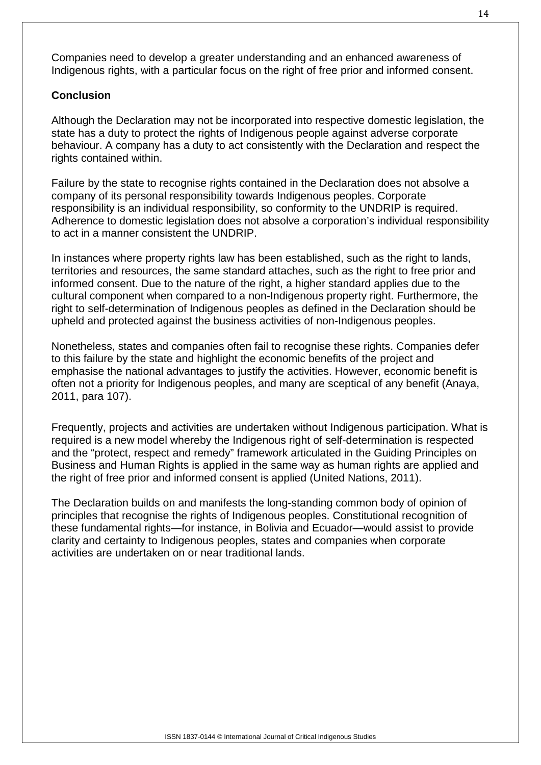Companies need to develop a greater understanding and an enhanced awareness of Indigenous rights, with a particular focus on the right of free prior and informed consent.

## Conclusion

Although the Declaration may not be incorporated into respective domestic legislation, the state has a duty to protect the rights of Indigenous people against adverse corporate behaviour. A company has a duty to act consistently with the Declaration and respect the rights contained within.

Failure by the state to recognise rights contained in the Declaration does not absolve a company of its personal responsibility towards Indigenous peoples. Corporate responsibility is an individual responsibility, so conformity to the UNDRIP is required. Adherence to domestic legislation does not absolve a corporation's individual responsibility to act in a manner consistent the UNDRIP.

In instances where property rights law has been established, such as the right to lands, territories and resources, the same standard attaches, such as the right to free prior and informed consent. Due to the nature of the right, a higher standard applies due to the cultural component when compared to a non-Indigenous property right. Furthermore, the right to self-determination of Indigenous peoples as defined in the Declaration should be upheld and protected against the business activities of non-Indigenous peoples.

Nonetheless, states and companies often fail to recognise these rights. Companies defer to this failure by the state and highlight the economic benefits of the project and emphasise the national advantages to justify the activities. However, economic benefit is often not a priority for Indigenous peoples, and many are sceptical of any benefit (Anaya, 2011, para 107).

Frequently, projects and activities are undertaken without Indigenous participation. What is required is a new model whereby the Indigenous right of self-determination is respected and the "protect, respect and remedy" framework articulated in the Guiding Principles on Business and Human Rights is applied in the same way as human rights are applied and the right of free prior and informed consent is applied (United Nations, 2011).

The Declaration builds on and manifests the long-standing common body of opinion of principles that recognise the rights of Indigenous peoples. Constitutional recognition of these fundamental rights—for instance, in Bolivia and Ecuador—would assist to provide clarity and certainty to Indigenous peoples, states and companies when corporate activities are undertaken on or near traditional lands.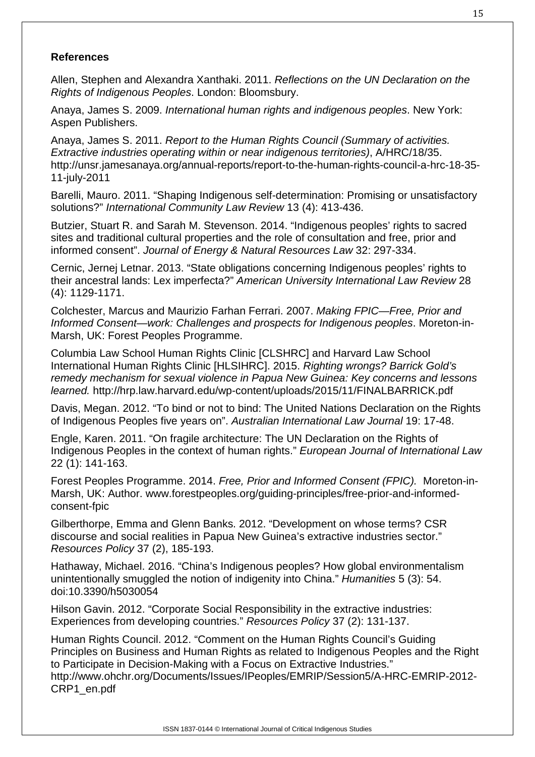**References**

Allen, Stephen and Alexandra Xanthaki. 2011. *Reflections on the UN Declaration on the Rights of Indigenous Peoples*. London: Bloomsbury.

Anaya, James S. 2009. *International human rights and indigenous peoples*. New York: Aspen Publishers.

Anaya, James S. 2011. *Report to the Human Rights Council (Summary of activities. Extractive industries operating within or near indigenous territories)*, A/HRC/18/35. http://unsr.jamesanaya.org/annual-reports/report-to-the-human-rights-council-a-hrc-18-35-11-july-2011

Barelli, Mauro. 2011. "Shaping Indigenous self-determination: Promising or unsatisfactory solutions?" *International Community Law Review* 13 (4): 413-436.

Butzier, Stuart R. and Sarah M. Stevenson. 2014. "Indigenous peoples' rights to sacred sites and traditional cultural properties and the role of consultation and free, prior and informed consent". *Journal of Energy & Natural Resources Law* 32: 297-334.

Cernic, Jernej Letnar. 2013. "State obligations concerning Indigenous peoples' rights to their ancestral lands: Lex imperfecta?" *American University International Law Review* 28 (4): 1129-1171.

Colchester, Marcus and Maurizio Farhan Ferrari. 2007. *Making FPIC—Free, Prior and Informed Consent—work: Challenges and prospects for Indigenous peoples*. Moreton-in-Marsh, UK: Forest Peoples Programme.

Columbia Law School Human Rights Clinic [CLSHRC] and Harvard Law School International Human Rights Clinic [HLSIHRC]. 2015. *Righting wrongs? Barrick Gold's remedy mechanism for sexual violence in Papua New Guinea: Key concerns and lessons learned.* http://hrp.law.harvard.edu/wp-content/uploads/2015/11/FINALBARRICK.pdf

Davis, Megan. 2012. "To bind or not to bind: The United Nations Declaration on the Rights of Indigenous Peoples five years on". *Australian International Law Journal* 19: 17-48.

Engle, Karen. 2011. "On fragile architecture: The UN Declaration on the Rights of Indigenous Peoples in the context of human rights." *European Journal of International Law* 22 (1): 141-163.

Forest Peoples Programme. 2014. *Free, Prior and Informed Consent (FPIC).* Moreton-in-Marsh, UK: Author. www.forestpeoples.org/guiding-principles/free-prior-and-informed-consent-fpic

Gilberthorpe, Emma and Glenn Banks. 2012. "Development on whose terms? CSR discourse and social realities in Papua New Guinea's extractive industries sector." *Resources Policy* 37 (2), 185-193.

Hathaway, Michael. 2016. "China's Indigenous peoples? How global environmentalism unintentionally smuggled the notion of indigenity into China." *Humanities* 5 (3): 54. doi:10.3390/h5030054

Hilson Gavin. 2012. "Corporate Social Responsibility in the extractive industries: Experiences from developing countries." *Resources Policy* 37 (2): 131-137.

Human Rights Council. 2012. "Comment on the Human Rights Council's Guiding Principles on Business and Human Rights as related to Indigenous Peoples and the Right to Participate in Decision-Making with a Focus on Extractive Industries." http://www.ohchr.org/Documents/Issues/IPeoples/EMRIP/Session5/A-HRC-EMRIP-2012-CRP1_en.pdf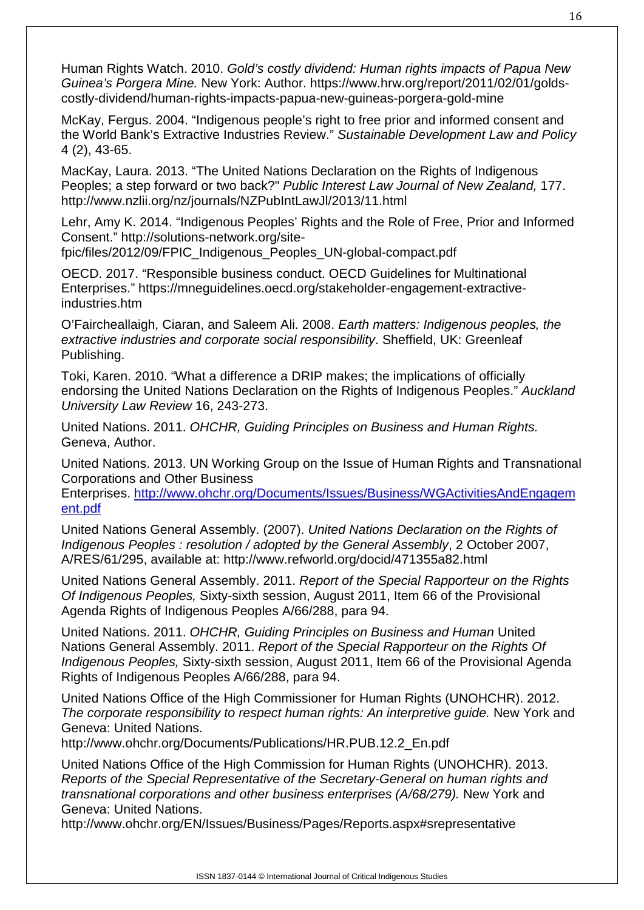Human Rights Watch. 2010. *Gold's costly dividend: Human rights impacts of Papua New Guinea's Porgera Mine.* New York: Author. https://www.hrw.org/report/2011/02/01/golds-costly-dividend/human-rights-impacts-papua-new-guineas-porgera-gold-mine

McKay, Fergus. 2004. "Indigenous people's right to free prior and informed consent and the World Bank's Extractive Industries Review." *Sustainable Development Law and Policy* 4 (2), 43-65.

MacKay, Laura. 2013. "The United Nations Declaration on the Rights of Indigenous Peoples; a step forward or two back?" *Public Interest Law Journal of New Zealand,* 177. http://www.nzlii.org/nz/journals/NZPubIntLawJl/2013/11.html

Lehr, Amy K. 2014. "Indigenous Peoples' Rights and the Role of Free, Prior and Informed Consent." http://solutions-network.org/site-fpic/files/2012/09/FPIC_Indigenous_Peoples_UN-global-compact.pdf

OECD. 2017. "Responsible business conduct. OECD Guidelines for Multinational Enterprises." https://mneguidelines.oecd.org/stakeholder-engagement-extractive-industries.htm

O'Faircheallaigh, Ciaran, and Saleem Ali. 2008. *Earth matters: Indigenous peoples, the extractive industries and corporate social responsibility*. Sheffield, UK: Greenleaf Publishing.

Toki, Karen. 2010. "What a difference a DRIP makes; the implications of officially endorsing the United Nations Declaration on the Rights of Indigenous Peoples." *Auckland University Law Review* 16, 243-273.

United Nations. 2011. *OHCHR, Guiding Principles on Business and Human Rights.* Geneva, Author.

United Nations. 2013. UN Working Group on the Issue of Human Rights and Transnational Corporations and Other Business Enterprises. http://www.ohchr.org/Documents/Issues/Business/WGActivitiesAndEngagement.pdf

United Nations General Assembly. (2007). *United Nations Declaration on the Rights of Indigenous Peoples : resolution / adopted by the General Assembly*, 2 October 2007, A/RES/61/295, available at: http://www.refworld.org/docid/471355a82.html

United Nations General Assembly. 2011. *Report of the Special Rapporteur on the Rights Of Indigenous Peoples,* Sixty-sixth session, August 2011, Item 66 of the Provisional Agenda Rights of Indigenous Peoples A/66/288, para 94.

United Nations. 2011. *OHCHR, Guiding Principles on Business and Human* United Nations General Assembly. 2011. *Report of the Special Rapporteur on the Rights Of Indigenous Peoples,* Sixty-sixth session, August 2011, Item 66 of the Provisional Agenda Rights of Indigenous Peoples A/66/288, para 94.

United Nations Office of the High Commissioner for Human Rights (UNOHCHR). 2012. *The corporate responsibility to respect human rights: An interpretive guide.* New York and Geneva: United Nations. http://www.ohchr.org/Documents/Publications/HR.PUB.12.2_En.pdf

United Nations Office of the High Commission for Human Rights (UNOHCHR). 2013. *Reports of the Special Representative of the Secretary-General on human rights and transnational corporations and other business enterprises (A/68/279).* New York and Geneva: United Nations. http://www.ohchr.org/EN/Issues/Business/Pages/Reports.aspx#srepresentative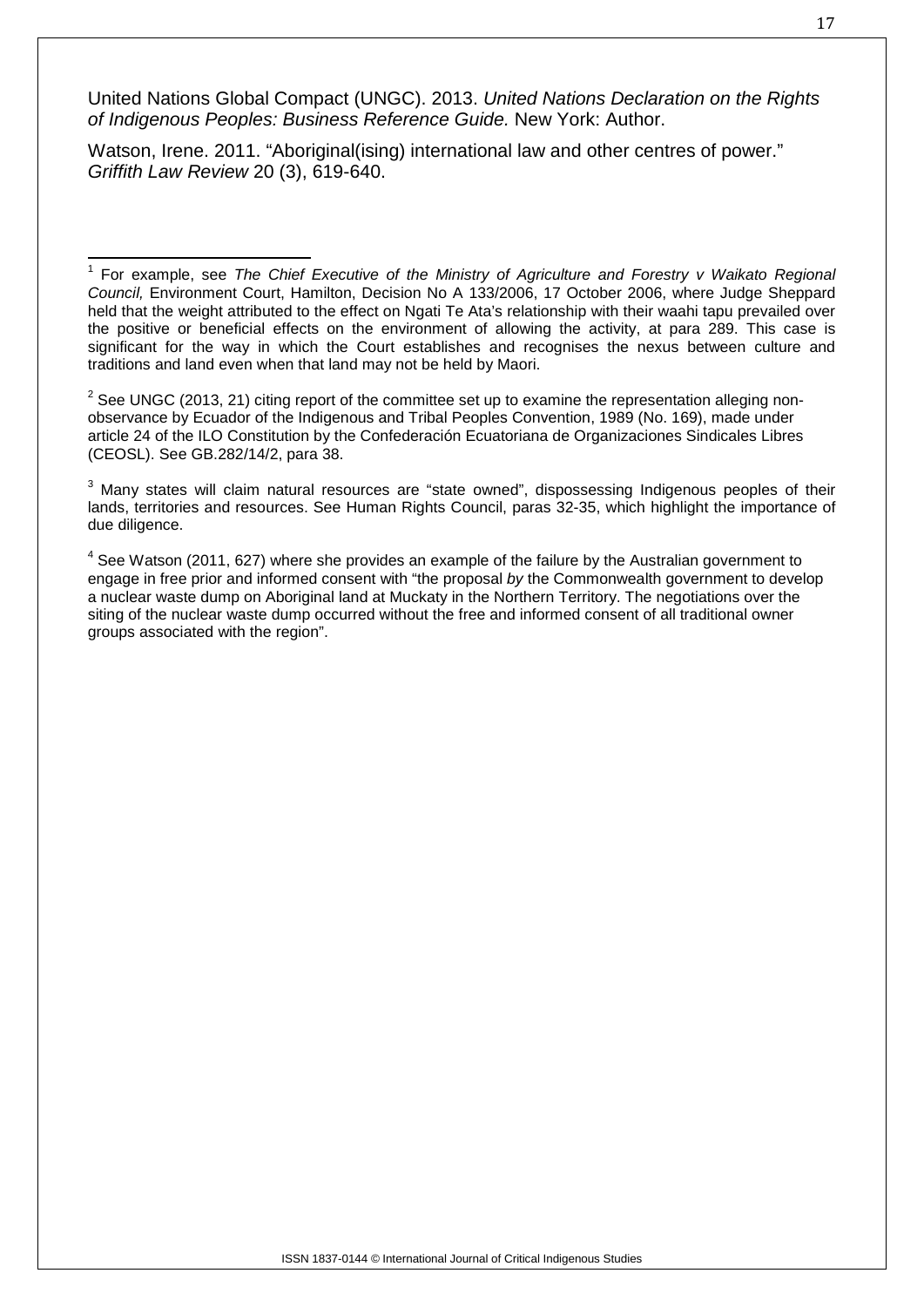United Nations Global Compact (UNGC). 2013. *United Nations Declaration on the Rights of Indigenous Peoples: Business Reference Guide.* New York: Author.

Watson, Irene. 2011. "Aboriginal(ising) international law and other centres of power." *Griffith Law Review* 20 (3), 619-640.

---

[1] For example, see *The Chief Executive of the Ministry of Agriculture and Forestry v Waikato Regional Council,* Environment Court, Hamilton, Decision No A 133/2006, 17 October 2006, where Judge Sheppard held that the weight attributed to the effect on Ngati Te Ata's relationship with their waahi tapu prevailed over the positive or beneficial effects on the environment of allowing the activity, at para 289. This case is significant for the way in which the Court establishes and recognises the nexus between culture and traditions and land even when that land may not be held by Maori.

[2] See UNGC (2013, 21) citing report of the committee set up to examine the representation alleging non-observance by Ecuador of the Indigenous and Tribal Peoples Convention, 1989 (No. 169), made under article 24 of the ILO Constitution by the Confederación Ecuatoriana de Organizaciones Sindicales Libres (CEOSL). See GB.282/14/2, para 38.

[3] Many states will claim natural resources are "state owned", dispossessing Indigenous peoples of their lands, territories and resources. See Human Rights Council, paras 32-35, which highlight the importance of due diligence.

[4] See Watson (2011, 627) where she provides an example of the failure by the Australian government to engage in free prior and informed consent with "the proposal *by* the Commonwealth government to develop a nuclear waste dump on Aboriginal land at Muckaty in the Northern Territory. The negotiations over the siting of the nuclear waste dump occurred without the free and informed consent of all traditional owner groups associated with the region".